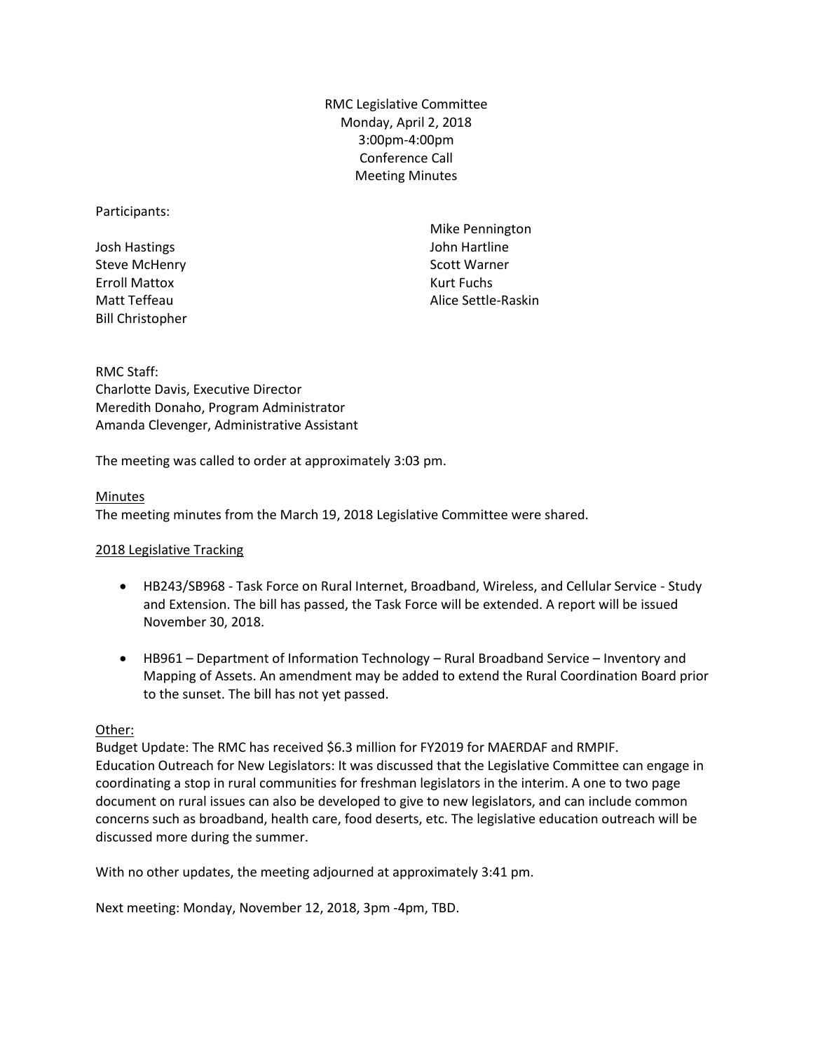RMC Legislative Committee
Monday, April 2, 2018
3:00pm-4:00pm
Conference Call
Meeting Minutes

Participants:

Josh Hastings
Steve McHenry
Erroll Mattox
Matt Teffeau
Bill Christopher
Mike Pennington
John Hartline
Scott Warner
Kurt Fuchs
Alice Settle-Raskin

RMC Staff:
Charlotte Davis, Executive Director
Meredith Donaho, Program Administrator
Amanda Clevenger, Administrative Assistant

The meeting was called to order at approximately 3:03 pm.

Minutes
The meeting minutes from the March 19, 2018 Legislative Committee were shared.

2018 Legislative Tracking

- HB243/SB968 - Task Force on Rural Internet, Broadband, Wireless, and Cellular Service - Study and Extension. The bill has passed, the Task Force will be extended. A report will be issued November 30, 2018.

- HB961 – Department of Information Technology – Rural Broadband Service – Inventory and Mapping of Assets. An amendment may be added to extend the Rural Coordination Board prior to the sunset. The bill has not yet passed.

Other:
Budget Update: The RMC has received $6.3 million for FY2019 for MAERDAF and RMPIF.
Education Outreach for New Legislators: It was discussed that the Legislative Committee can engage in coordinating a stop in rural communities for freshman legislators in the interim. A one to two page document on rural issues can also be developed to give to new legislators, and can include common concerns such as broadband, health care, food deserts, etc. The legislative education outreach will be discussed more during the summer.

With no other updates, the meeting adjourned at approximately 3:41 pm.

Next meeting: Monday, November 12, 2018, 3pm -4pm, TBD.